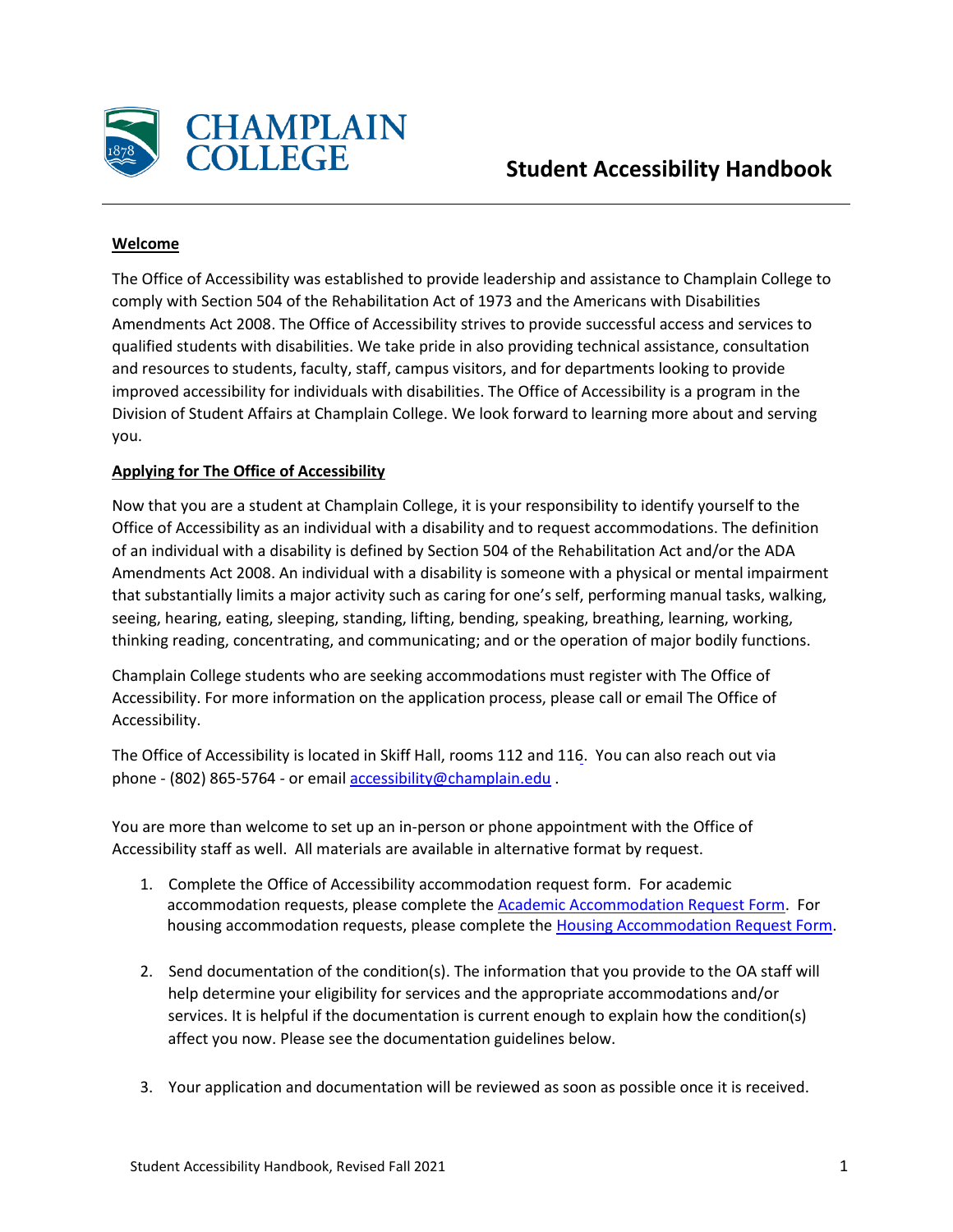# Student Accessibility Handbook

## Welcome

The Office of Accessibility was established to provide leadership and assistance to Champlain College to comply with Section 504 of the Rehabilitation Act of 1973 and the Americans with Disabilities Amendments Act 2008. The Office of Accessibility strives to provide successful access and services to qualified students with disabilities. We take pride in also providing technical assistance, consultation and resources to students, faculty, staff, campus visitors, and for departments looking to provide improved accessibility for individuals with disabilities. The Office of Accessibility is a program in the Division of Student Affairs at Champlain College. We look forward to learning more about and serving you.

## Applying for The Office of Accessibility

Now that you are a student at Champlain College, it is your responsibility to identify yourself to the Office of Accessibility as an individual with a disability and to request accommodations. The definition of an individual with a disability is defined by Section 504 of the Rehabilitation Act and/or the ADA Amendments Act 2008. An individual with a disability is someone with a physical or mental impairment that substantially limits a major activity such as caring for one's self, performing manual tasks, walking, seeing, hearing, eating, sleeping, standing, lifting, bending, speaking, breathing, learning, working, thinking reading, concentrating, and communicating; and or the operation of major bodily functions.

Champlain College students who are seeking accommodations must register with The Office of Accessibility. For more information on the application process, please call or email The Office of Accessibility.

The Office of Accessibility is located in Skiff Hall, rooms 112 and 116. You can also reach out via phone - (802) 865-5764 - or email accessibility@champlain.edu .

You are more than welcome to set up an in-person or phone appointment with the Office of Accessibility staff as well. All materials are available in alternative format by request.

1. Complete the Office of Accessibility accommodation request form. For academic accommodation requests, please complete the Academic Accommodation Request Form. For housing accommodation requests, please complete the Housing Accommodation Request Form.
2. Send documentation of the condition(s). The information that you provide to the OA staff will help determine your eligibility for services and the appropriate accommodations and/or services. It is helpful if the documentation is current enough to explain how the condition(s) affect you now. Please see the documentation guidelines below.
3. Your application and documentation will be reviewed as soon as possible once it is received.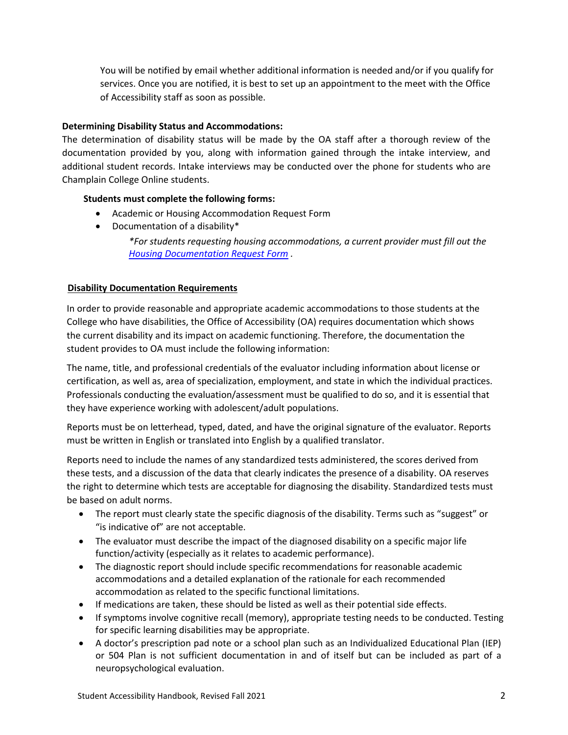You will be notified by email whether additional information is needed and/or if you qualify for services. Once you are notified, it is best to set up an appointment to the meet with the Office of Accessibility staff as soon as possible.

**Determining Disability Status and Accommodations:**

The determination of disability status will be made by the OA staff after a thorough review of the documentation provided by you, along with information gained through the intake interview, and additional student records. Intake interviews may be conducted over the phone for students who are Champlain College Online students.

**Students must complete the following forms:**

- Academic or Housing Accommodation Request Form
- Documentation of a disability*

  *\*For students requesting housing accommodations, a current provider must fill out the Housing Documentation Request Form .*

**Disability Documentation Requirements**

In order to provide reasonable and appropriate academic accommodations to those students at the College who have disabilities, the Office of Accessibility (OA) requires documentation which shows the current disability and its impact on academic functioning. Therefore, the documentation the student provides to OA must include the following information:

The name, title, and professional credentials of the evaluator including information about license or certification, as well as, area of specialization, employment, and state in which the individual practices. Professionals conducting the evaluation/assessment must be qualified to do so, and it is essential that they have experience working with adolescent/adult populations.

Reports must be on letterhead, typed, dated, and have the original signature of the evaluator. Reports must be written in English or translated into English by a qualified translator.

Reports need to include the names of any standardized tests administered, the scores derived from these tests, and a discussion of the data that clearly indicates the presence of a disability. OA reserves the right to determine which tests are acceptable for diagnosing the disability. Standardized tests must be based on adult norms.

- The report must clearly state the specific diagnosis of the disability. Terms such as "suggest" or "is indicative of" are not acceptable.
- The evaluator must describe the impact of the diagnosed disability on a specific major life function/activity (especially as it relates to academic performance).
- The diagnostic report should include specific recommendations for reasonable academic accommodations and a detailed explanation of the rationale for each recommended accommodation as related to the specific functional limitations.
- If medications are taken, these should be listed as well as their potential side effects.
- If symptoms involve cognitive recall (memory), appropriate testing needs to be conducted. Testing for specific learning disabilities may be appropriate.
- A doctor's prescription pad note or a school plan such as an Individualized Educational Plan (IEP) or 504 Plan is not sufficient documentation in and of itself but can be included as part of a neuropsychological evaluation.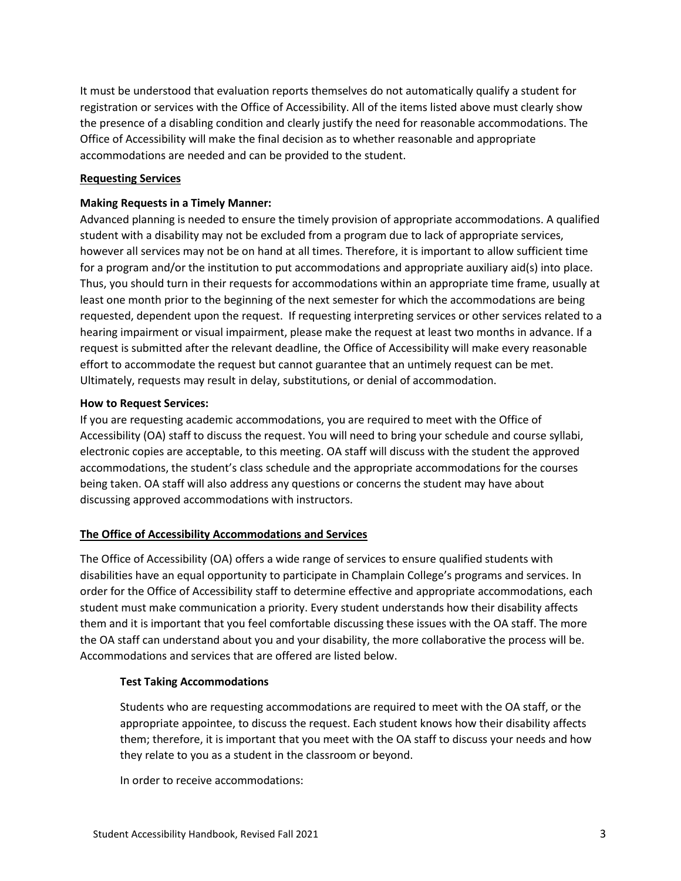It must be understood that evaluation reports themselves do not automatically qualify a student for registration or services with the Office of Accessibility. All of the items listed above must clearly show the presence of a disabling condition and clearly justify the need for reasonable accommodations. The Office of Accessibility will make the final decision as to whether reasonable and appropriate accommodations are needed and can be provided to the student.

## Requesting Services

**Making Requests in a Timely Manner:**
Advanced planning is needed to ensure the timely provision of appropriate accommodations. A qualified student with a disability may not be excluded from a program due to lack of appropriate services, however all services may not be on hand at all times. Therefore, it is important to allow sufficient time for a program and/or the institution to put accommodations and appropriate auxiliary aid(s) into place. Thus, you should turn in their requests for accommodations within an appropriate time frame, usually at least one month prior to the beginning of the next semester for which the accommodations are being requested, dependent upon the request. If requesting interpreting services or other services related to a hearing impairment or visual impairment, please make the request at least two months in advance. If a request is submitted after the relevant deadline, the Office of Accessibility will make every reasonable effort to accommodate the request but cannot guarantee that an untimely request can be met. Ultimately, requests may result in delay, substitutions, or denial of accommodation.

**How to Request Services:**
If you are requesting academic accommodations, you are required to meet with the Office of Accessibility (OA) staff to discuss the request. You will need to bring your schedule and course syllabi, electronic copies are acceptable, to this meeting. OA staff will discuss with the student the approved accommodations, the student's class schedule and the appropriate accommodations for the courses being taken. OA staff will also address any questions or concerns the student may have about discussing approved accommodations with instructors.

## The Office of Accessibility Accommodations and Services

The Office of Accessibility (OA) offers a wide range of services to ensure qualified students with disabilities have an equal opportunity to participate in Champlain College's programs and services. In order for the Office of Accessibility staff to determine effective and appropriate accommodations, each student must make communication a priority. Every student understands how their disability affects them and it is important that you feel comfortable discussing these issues with the OA staff. The more the OA staff can understand about you and your disability, the more collaborative the process will be. Accommodations and services that are offered are listed below.

### Test Taking Accommodations

Students who are requesting accommodations are required to meet with the OA staff, or the appropriate appointee, to discuss the request. Each student knows how their disability affects them; therefore, it is important that you meet with the OA staff to discuss your needs and how they relate to you as a student in the classroom or beyond.

In order to receive accommodations: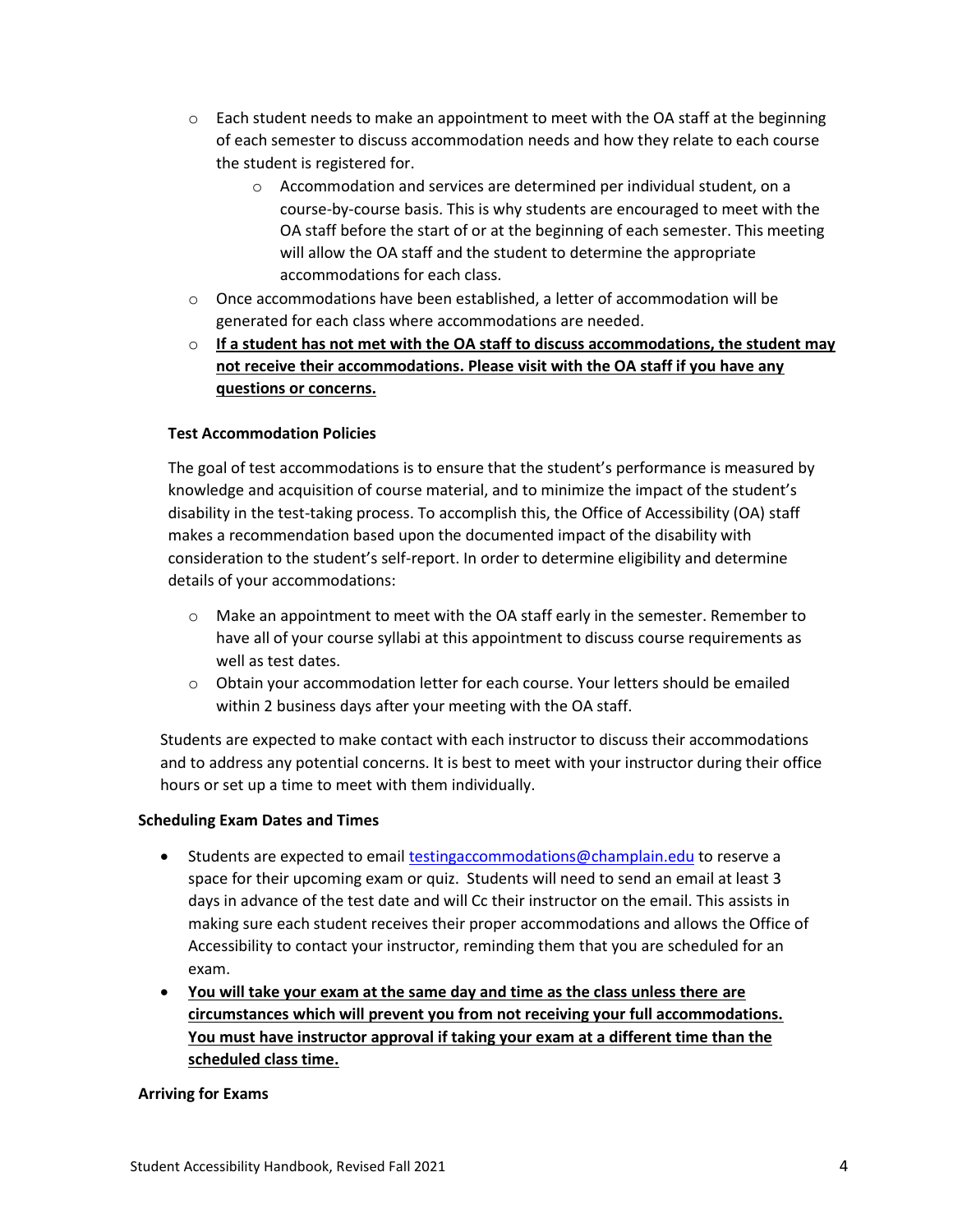- Each student needs to make an appointment to meet with the OA staff at the beginning of each semester to discuss accommodation needs and how they relate to each course the student is registered for.
    - Accommodation and services are determined per individual student, on a course-by-course basis. This is why students are encouraged to meet with the OA staff before the start of or at the beginning of each semester. This meeting will allow the OA staff and the student to determine the appropriate accommodations for each class.
- Once accommodations have been established, a letter of accommodation will be generated for each class where accommodations are needed.
- **<u>If a student has not met with the OA staff to discuss accommodations, the student may not receive their accommodations. Please visit with the OA staff if you have any questions or concerns.</u>**

**Test Accommodation Policies**

The goal of test accommodations is to ensure that the student's performance is measured by knowledge and acquisition of course material, and to minimize the impact of the student's disability in the test-taking process. To accomplish this, the Office of Accessibility (OA) staff makes a recommendation based upon the documented impact of the disability with consideration to the student's self-report. In order to determine eligibility and determine details of your accommodations:

- Make an appointment to meet with the OA staff early in the semester. Remember to have all of your course syllabi at this appointment to discuss course requirements as well as test dates.
- Obtain your accommodation letter for each course. Your letters should be emailed within 2 business days after your meeting with the OA staff.

Students are expected to make contact with each instructor to discuss their accommodations and to address any potential concerns. It is best to meet with your instructor during their office hours or set up a time to meet with them individually.

**Scheduling Exam Dates and Times**

- Students are expected to email testingaccommodations@champlain.edu to reserve a space for their upcoming exam or quiz. Students will need to send an email at least 3 days in advance of the test date and will Cc their instructor on the email. This assists in making sure each student receives their proper accommodations and allows the Office of Accessibility to contact your instructor, reminding them that you are scheduled for an exam.
- **<u>You will take your exam at the same day and time as the class unless there are circumstances which will prevent you from not receiving your full accommodations. You must have instructor approval if taking your exam at a different time than the scheduled class time.</u>**

**Arriving for Exams**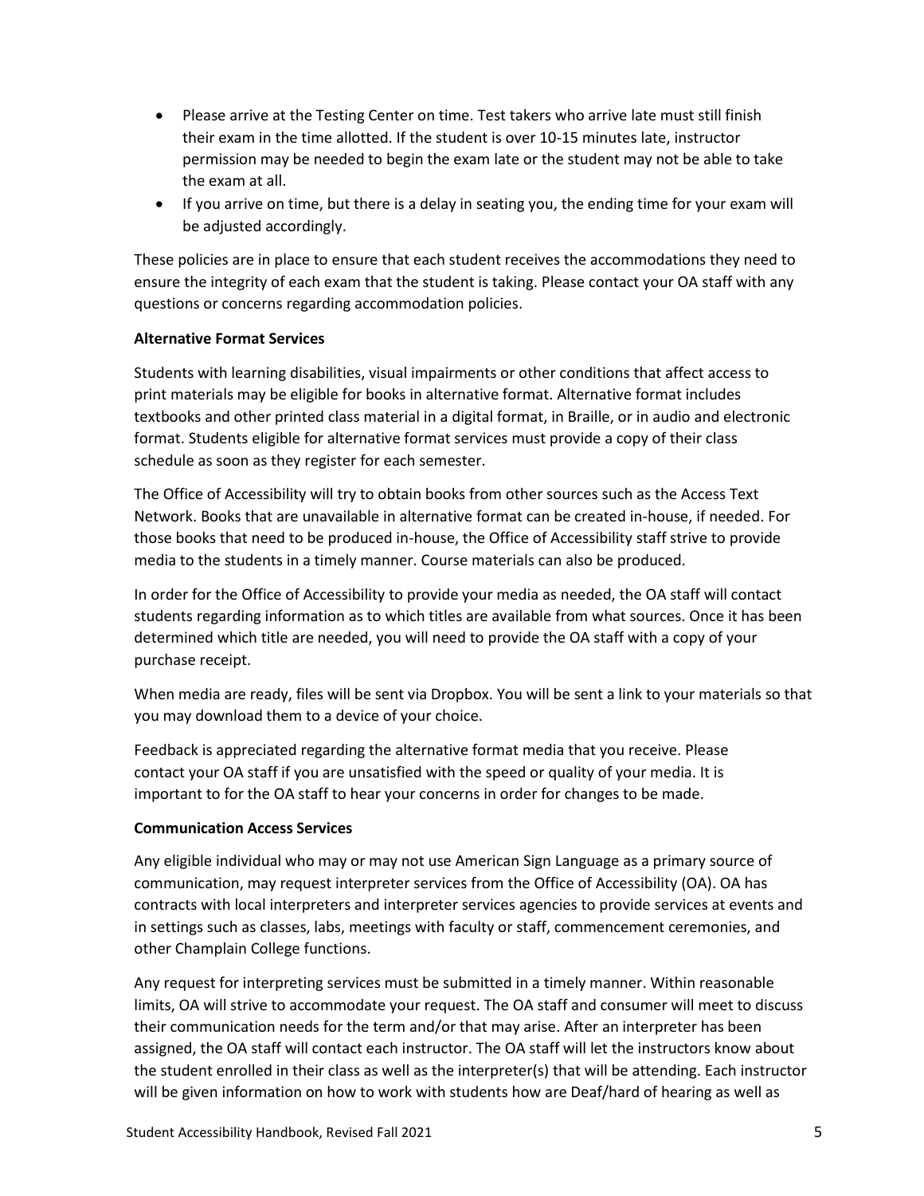- Please arrive at the Testing Center on time. Test takers who arrive late must still finish their exam in the time allotted. If the student is over 10-15 minutes late, instructor permission may be needed to begin the exam late or the student may not be able to take the exam at all.
- If you arrive on time, but there is a delay in seating you, the ending time for your exam will be adjusted accordingly.

These policies are in place to ensure that each student receives the accommodations they need to ensure the integrity of each exam that the student is taking. Please contact your OA staff with any questions or concerns regarding accommodation policies.

**Alternative Format Services**

Students with learning disabilities, visual impairments or other conditions that affect access to print materials may be eligible for books in alternative format. Alternative format includes textbooks and other printed class material in a digital format, in Braille, or in audio and electronic format. Students eligible for alternative format services must provide a copy of their class schedule as soon as they register for each semester.

The Office of Accessibility will try to obtain books from other sources such as the Access Text Network. Books that are unavailable in alternative format can be created in-house, if needed. For those books that need to be produced in-house, the Office of Accessibility staff strive to provide media to the students in a timely manner. Course materials can also be produced.

In order for the Office of Accessibility to provide your media as needed, the OA staff will contact students regarding information as to which titles are available from what sources. Once it has been determined which title are needed, you will need to provide the OA staff with a copy of your purchase receipt.

When media are ready, files will be sent via Dropbox. You will be sent a link to your materials so that you may download them to a device of your choice.

Feedback is appreciated regarding the alternative format media that you receive. Please contact your OA staff if you are unsatisfied with the speed or quality of your media. It is important to for the OA staff to hear your concerns in order for changes to be made.

**Communication Access Services**

Any eligible individual who may or may not use American Sign Language as a primary source of communication, may request interpreter services from the Office of Accessibility (OA). OA has contracts with local interpreters and interpreter services agencies to provide services at events and in settings such as classes, labs, meetings with faculty or staff, commencement ceremonies, and other Champlain College functions.

Any request for interpreting services must be submitted in a timely manner. Within reasonable limits, OA will strive to accommodate your request. The OA staff and consumer will meet to discuss their communication needs for the term and/or that may arise. After an interpreter has been assigned, the OA staff will contact each instructor. The OA staff will let the instructors know about the student enrolled in their class as well as the interpreter(s) that will be attending. Each instructor will be given information on how to work with students how are Deaf/hard of hearing as well as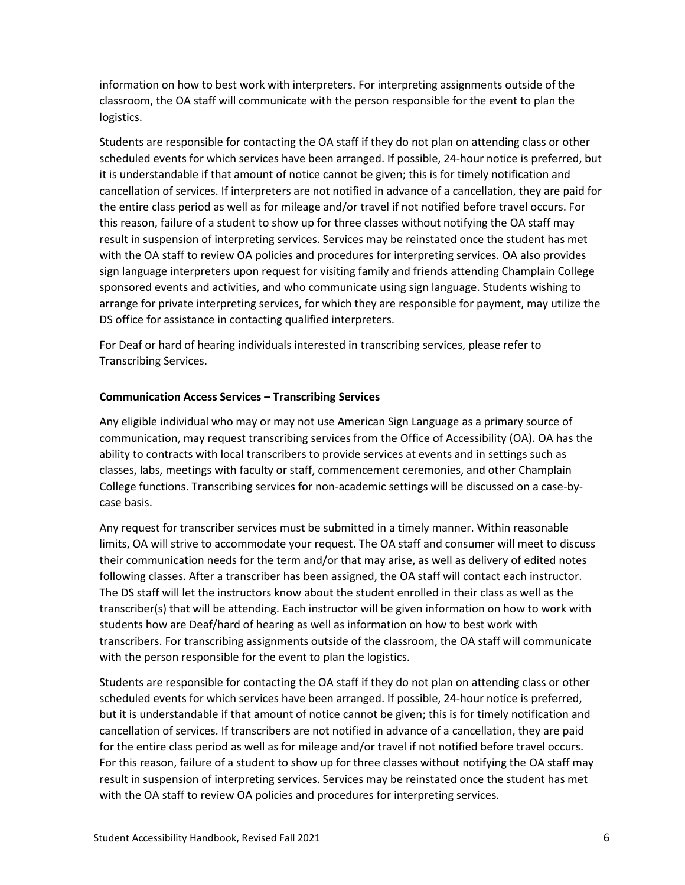information on how to best work with interpreters. For interpreting assignments outside of the classroom, the OA staff will communicate with the person responsible for the event to plan the logistics.

Students are responsible for contacting the OA staff if they do not plan on attending class or other scheduled events for which services have been arranged. If possible, 24-hour notice is preferred, but it is understandable if that amount of notice cannot be given; this is for timely notification and cancellation of services. If interpreters are not notified in advance of a cancellation, they are paid for the entire class period as well as for mileage and/or travel if not notified before travel occurs. For this reason, failure of a student to show up for three classes without notifying the OA staff may result in suspension of interpreting services. Services may be reinstated once the student has met with the OA staff to review OA policies and procedures for interpreting services. OA also provides sign language interpreters upon request for visiting family and friends attending Champlain College sponsored events and activities, and who communicate using sign language. Students wishing to arrange for private interpreting services, for which they are responsible for payment, may utilize the DS office for assistance in contacting qualified interpreters.

For Deaf or hard of hearing individuals interested in transcribing services, please refer to Transcribing Services.

**Communication Access Services – Transcribing Services**

Any eligible individual who may or may not use American Sign Language as a primary source of communication, may request transcribing services from the Office of Accessibility (OA). OA has the ability to contracts with local transcribers to provide services at events and in settings such as classes, labs, meetings with faculty or staff, commencement ceremonies, and other Champlain College functions. Transcribing services for non-academic settings will be discussed on a case-by-case basis.

Any request for transcriber services must be submitted in a timely manner. Within reasonable limits, OA will strive to accommodate your request. The OA staff and consumer will meet to discuss their communication needs for the term and/or that may arise, as well as delivery of edited notes following classes. After a transcriber has been assigned, the OA staff will contact each instructor. The DS staff will let the instructors know about the student enrolled in their class as well as the transcriber(s) that will be attending. Each instructor will be given information on how to work with students how are Deaf/hard of hearing as well as information on how to best work with transcribers. For transcribing assignments outside of the classroom, the OA staff will communicate with the person responsible for the event to plan the logistics.

Students are responsible for contacting the OA staff if they do not plan on attending class or other scheduled events for which services have been arranged. If possible, 24-hour notice is preferred, but it is understandable if that amount of notice cannot be given; this is for timely notification and cancellation of services. If transcribers are not notified in advance of a cancellation, they are paid for the entire class period as well as for mileage and/or travel if not notified before travel occurs. For this reason, failure of a student to show up for three classes without notifying the OA staff may result in suspension of interpreting services. Services may be reinstated once the student has met with the OA staff to review OA policies and procedures for interpreting services.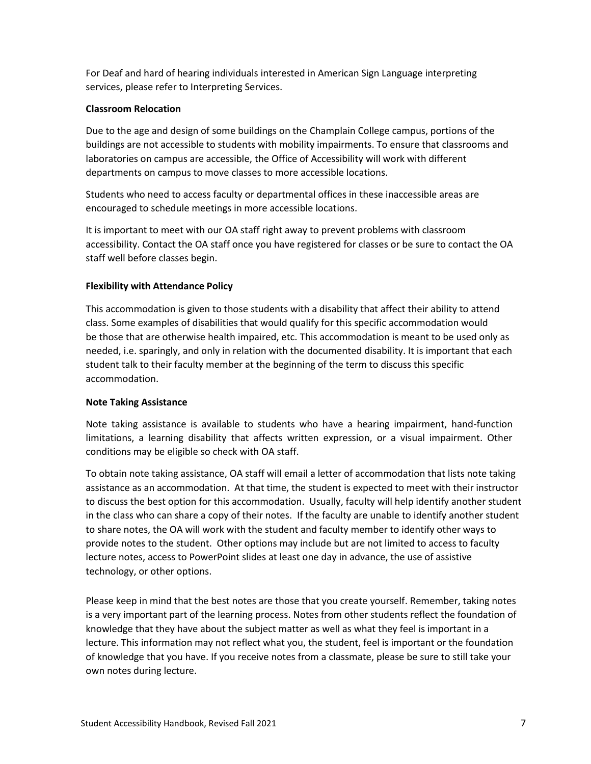For Deaf and hard of hearing individuals interested in American Sign Language interpreting services, please refer to Interpreting Services.

**Classroom Relocation**

Due to the age and design of some buildings on the Champlain College campus, portions of the buildings are not accessible to students with mobility impairments. To ensure that classrooms and laboratories on campus are accessible, the Office of Accessibility will work with different departments on campus to move classes to more accessible locations.

Students who need to access faculty or departmental offices in these inaccessible areas are encouraged to schedule meetings in more accessible locations.

It is important to meet with our OA staff right away to prevent problems with classroom accessibility. Contact the OA staff once you have registered for classes or be sure to contact the OA staff well before classes begin.

**Flexibility with Attendance Policy**

This accommodation is given to those students with a disability that affect their ability to attend class. Some examples of disabilities that would qualify for this specific accommodation would be those that are otherwise health impaired, etc. This accommodation is meant to be used only as needed, i.e. sparingly, and only in relation with the documented disability. It is important that each student talk to their faculty member at the beginning of the term to discuss this specific accommodation.

**Note Taking Assistance**

Note taking assistance is available to students who have a hearing impairment, hand-function limitations, a learning disability that affects written expression, or a visual impairment. Other conditions may be eligible so check with OA staff.

To obtain note taking assistance, OA staff will email a letter of accommodation that lists note taking assistance as an accommodation. At that time, the student is expected to meet with their instructor to discuss the best option for this accommodation. Usually, faculty will help identify another student in the class who can share a copy of their notes. If the faculty are unable to identify another student to share notes, the OA will work with the student and faculty member to identify other ways to provide notes to the student. Other options may include but are not limited to access to faculty lecture notes, access to PowerPoint slides at least one day in advance, the use of assistive technology, or other options.

Please keep in mind that the best notes are those that you create yourself. Remember, taking notes is a very important part of the learning process. Notes from other students reflect the foundation of knowledge that they have about the subject matter as well as what they feel is important in a lecture. This information may not reflect what you, the student, feel is important or the foundation of knowledge that you have. If you receive notes from a classmate, please be sure to still take your own notes during lecture.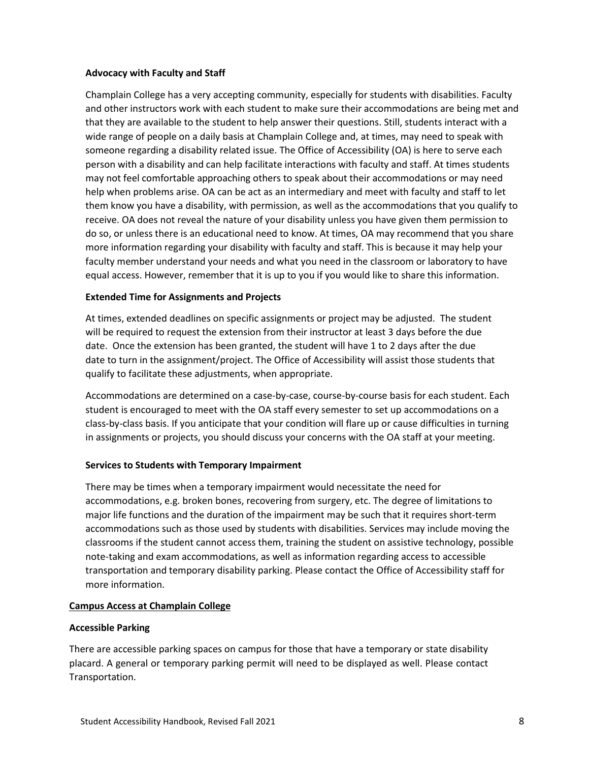### Advocacy with Faculty and Staff

Champlain College has a very accepting community, especially for students with disabilities. Faculty and other instructors work with each student to make sure their accommodations are being met and that they are available to the student to help answer their questions. Still, students interact with a wide range of people on a daily basis at Champlain College and, at times, may need to speak with someone regarding a disability related issue. The Office of Accessibility (OA) is here to serve each person with a disability and can help facilitate interactions with faculty and staff. At times students may not feel comfortable approaching others to speak about their accommodations or may need help when problems arise. OA can be act as an intermediary and meet with faculty and staff to let them know you have a disability, with permission, as well as the accommodations that you qualify to receive. OA does not reveal the nature of your disability unless you have given them permission to do so, or unless there is an educational need to know. At times, OA may recommend that you share more information regarding your disability with faculty and staff. This is because it may help your faculty member understand your needs and what you need in the classroom or laboratory to have equal access. However, remember that it is up to you if you would like to share this information.

### Extended Time for Assignments and Projects

At times, extended deadlines on specific assignments or project may be adjusted. The student will be required to request the extension from their instructor at least 3 days before the due date. Once the extension has been granted, the student will have 1 to 2 days after the due date to turn in the assignment/project. The Office of Accessibility will assist those students that qualify to facilitate these adjustments, when appropriate.

Accommodations are determined on a case-by-case, course-by-course basis for each student. Each student is encouraged to meet with the OA staff every semester to set up accommodations on a class-by-class basis. If you anticipate that your condition will flare up or cause difficulties in turning in assignments or projects, you should discuss your concerns with the OA staff at your meeting.

### Services to Students with Temporary Impairment

There may be times when a temporary impairment would necessitate the need for accommodations, e.g. broken bones, recovering from surgery, etc. The degree of limitations to major life functions and the duration of the impairment may be such that it requires short-term accommodations such as those used by students with disabilities. Services may include moving the classrooms if the student cannot access them, training the student on assistive technology, possible note-taking and exam accommodations, as well as information regarding access to accessible transportation and temporary disability parking. Please contact the Office of Accessibility staff for more information.

## Campus Access at Champlain College

### Accessible Parking

There are accessible parking spaces on campus for those that have a temporary or state disability placard. A general or temporary parking permit will need to be displayed as well. Please contact Transportation.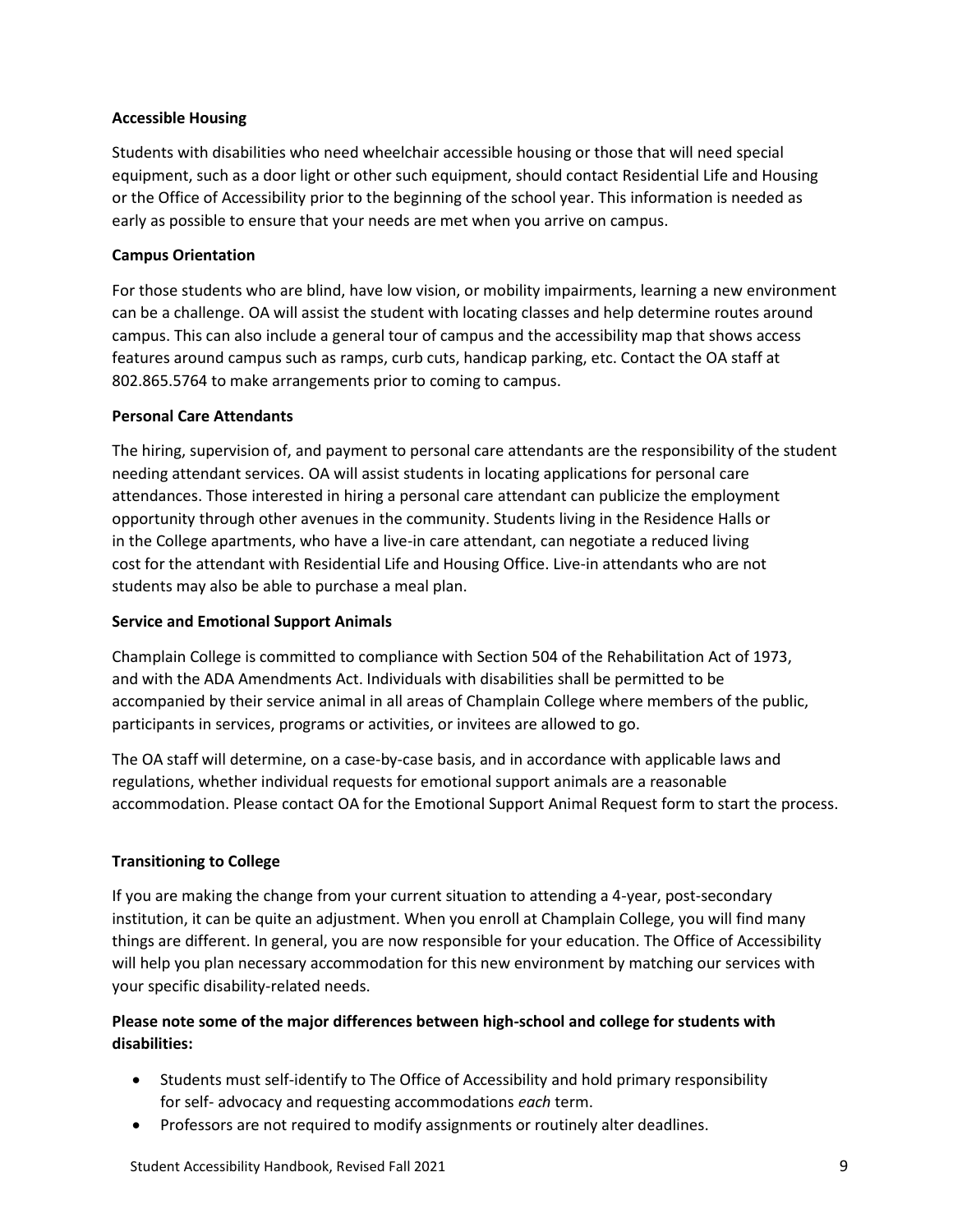**Accessible Housing**

Students with disabilities who need wheelchair accessible housing or those that will need special equipment, such as a door light or other such equipment, should contact Residential Life and Housing or the Office of Accessibility prior to the beginning of the school year. This information is needed as early as possible to ensure that your needs are met when you arrive on campus.

**Campus Orientation**

For those students who are blind, have low vision, or mobility impairments, learning a new environment can be a challenge. OA will assist the student with locating classes and help determine routes around campus. This can also include a general tour of campus and the accessibility map that shows access features around campus such as ramps, curb cuts, handicap parking, etc. Contact the OA staff at 802.865.5764 to make arrangements prior to coming to campus.

**Personal Care Attendants**

The hiring, supervision of, and payment to personal care attendants are the responsibility of the student needing attendant services. OA will assist students in locating applications for personal care attendances. Those interested in hiring a personal care attendant can publicize the employment opportunity through other avenues in the community. Students living in the Residence Halls or in the College apartments, who have a live-in care attendant, can negotiate a reduced living cost for the attendant with Residential Life and Housing Office. Live-in attendants who are not students may also be able to purchase a meal plan.

**Service and Emotional Support Animals**

Champlain College is committed to compliance with Section 504 of the Rehabilitation Act of 1973, and with the ADA Amendments Act. Individuals with disabilities shall be permitted to be accompanied by their service animal in all areas of Champlain College where members of the public, participants in services, programs or activities, or invitees are allowed to go.

The OA staff will determine, on a case-by-case basis, and in accordance with applicable laws and regulations, whether individual requests for emotional support animals are a reasonable accommodation. Please contact OA for the Emotional Support Animal Request form to start the process.

**Transitioning to College**

If you are making the change from your current situation to attending a 4-year, post-secondary institution, it can be quite an adjustment. When you enroll at Champlain College, you will find many things are different. In general, you are now responsible for your education. The Office of Accessibility will help you plan necessary accommodation for this new environment by matching our services with your specific disability-related needs.

**Please note some of the major differences between high-school and college for students with disabilities:**

- Students must self-identify to The Office of Accessibility and hold primary responsibility for self- advocacy and requesting accommodations *each* term.
- Professors are not required to modify assignments or routinely alter deadlines.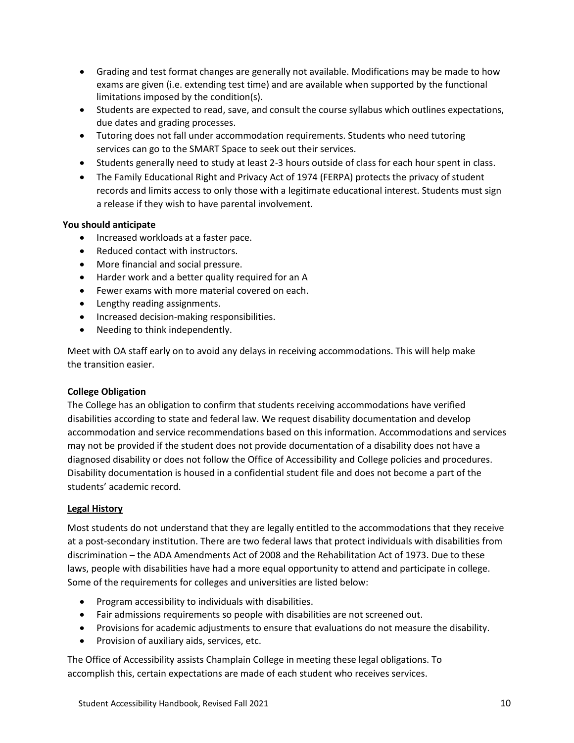- Grading and test format changes are generally not available. Modifications may be made to how exams are given (i.e. extending test time) and are available when supported by the functional limitations imposed by the condition(s).
- Students are expected to read, save, and consult the course syllabus which outlines expectations, due dates and grading processes.
- Tutoring does not fall under accommodation requirements. Students who need tutoring services can go to the SMART Space to seek out their services.
- Students generally need to study at least 2-3 hours outside of class for each hour spent in class.
- The Family Educational Right and Privacy Act of 1974 (FERPA) protects the privacy of student records and limits access to only those with a legitimate educational interest. Students must sign a release if they wish to have parental involvement.

**You should anticipate**

- Increased workloads at a faster pace.
- Reduced contact with instructors.
- More financial and social pressure.
- Harder work and a better quality required for an A
- Fewer exams with more material covered on each.
- Lengthy reading assignments.
- Increased decision-making responsibilities.
- Needing to think independently.

Meet with OA staff early on to avoid any delays in receiving accommodations. This will help make the transition easier.

**College Obligation**

The College has an obligation to confirm that students receiving accommodations have verified disabilities according to state and federal law. We request disability documentation and develop accommodation and service recommendations based on this information. Accommodations and services may not be provided if the student does not provide documentation of a disability does not have a diagnosed disability or does not follow the Office of Accessibility and College policies and procedures. Disability documentation is housed in a confidential student file and does not become a part of the students' academic record.

**Legal History**

Most students do not understand that they are legally entitled to the accommodations that they receive at a post-secondary institution. There are two federal laws that protect individuals with disabilities from discrimination – the ADA Amendments Act of 2008 and the Rehabilitation Act of 1973. Due to these laws, people with disabilities have had a more equal opportunity to attend and participate in college. Some of the requirements for colleges and universities are listed below:

- Program accessibility to individuals with disabilities.
- Fair admissions requirements so people with disabilities are not screened out.
- Provisions for academic adjustments to ensure that evaluations do not measure the disability.
- Provision of auxiliary aids, services, etc.

The Office of Accessibility assists Champlain College in meeting these legal obligations. To accomplish this, certain expectations are made of each student who receives services.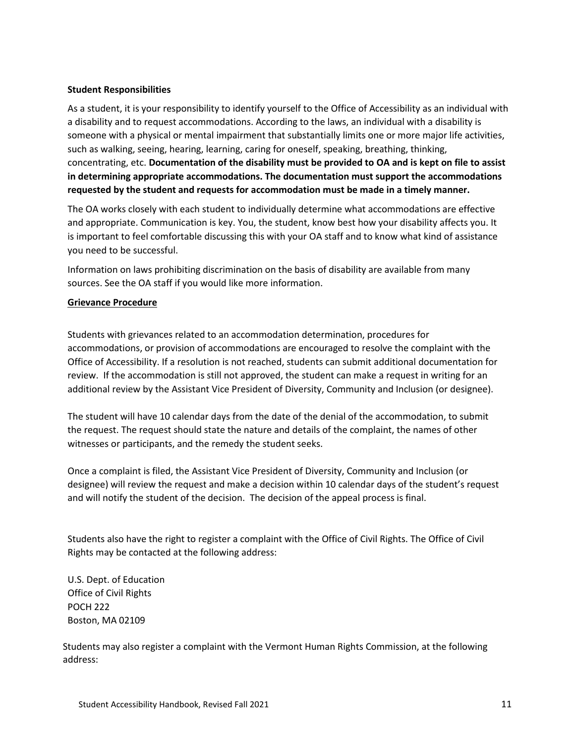**Student Responsibilities**

As a student, it is your responsibility to identify yourself to the Office of Accessibility as an individual with a disability and to request accommodations. According to the laws, an individual with a disability is someone with a physical or mental impairment that substantially limits one or more major life activities, such as walking, seeing, hearing, learning, caring for oneself, speaking, breathing, thinking, concentrating, etc. **Documentation of the disability must be provided to OA and is kept on file to assist in determining appropriate accommodations. The documentation must support the accommodations requested by the student and requests for accommodation must be made in a timely manner.**

The OA works closely with each student to individually determine what accommodations are effective and appropriate. Communication is key. You, the student, know best how your disability affects you. It is important to feel comfortable discussing this with your OA staff and to know what kind of assistance you need to be successful.

Information on laws prohibiting discrimination on the basis of disability are available from many sources. See the OA staff if you would like more information.

**Grievance Procedure**

Students with grievances related to an accommodation determination, procedures for accommodations, or provision of accommodations are encouraged to resolve the complaint with the Office of Accessibility. If a resolution is not reached, students can submit additional documentation for review. If the accommodation is still not approved, the student can make a request in writing for an additional review by the Assistant Vice President of Diversity, Community and Inclusion (or designee).

The student will have 10 calendar days from the date of the denial of the accommodation, to submit the request. The request should state the nature and details of the complaint, the names of other witnesses or participants, and the remedy the student seeks.

Once a complaint is filed, the Assistant Vice President of Diversity, Community and Inclusion (or designee) will review the request and make a decision within 10 calendar days of the student's request and will notify the student of the decision. The decision of the appeal process is final.

Students also have the right to register a complaint with the Office of Civil Rights. The Office of Civil Rights may be contacted at the following address:

U.S. Dept. of Education  
Office of Civil Rights  
POCH 222  
Boston, MA 02109

Students may also register a complaint with the Vermont Human Rights Commission, at the following address: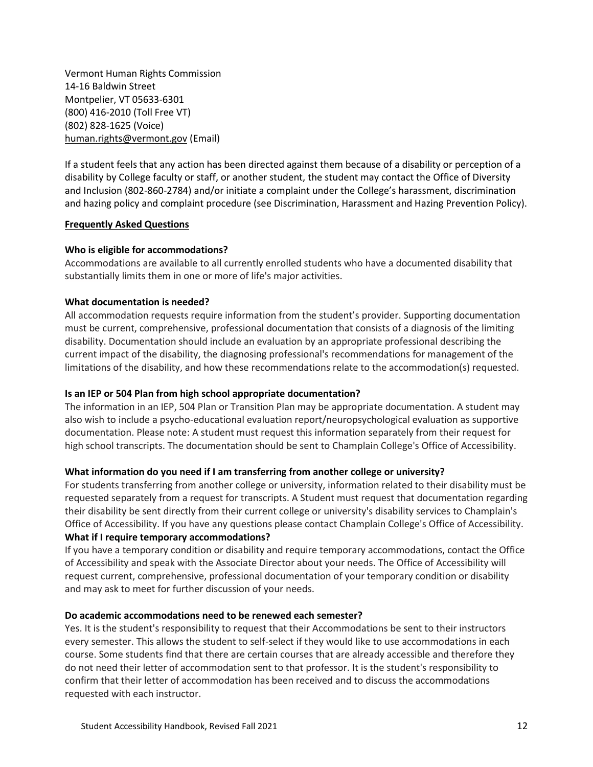Vermont Human Rights Commission
14-16 Baldwin Street
Montpelier, VT 05633-6301
(800) 416-2010 (Toll Free VT)
(802) 828-1625 (Voice)
human.rights@vermont.gov (Email)

If a student feels that any action has been directed against them because of a disability or perception of a disability by College faculty or staff, or another student, the student may contact the Office of Diversity and Inclusion (802-860-2784) and/or initiate a complaint under the College's harassment, discrimination and hazing policy and complaint procedure (see Discrimination, Harassment and Hazing Prevention Policy).

## Frequently Asked Questions

**Who is eligible for accommodations?**

Accommodations are available to all currently enrolled students who have a documented disability that substantially limits them in one or more of life's major activities.

**What documentation is needed?**

All accommodation requests require information from the student's provider. Supporting documentation must be current, comprehensive, professional documentation that consists of a diagnosis of the limiting disability. Documentation should include an evaluation by an appropriate professional describing the current impact of the disability, the diagnosing professional's recommendations for management of the limitations of the disability, and how these recommendations relate to the accommodation(s) requested.

**Is an IEP or 504 Plan from high school appropriate documentation?**

The information in an IEP, 504 Plan or Transition Plan may be appropriate documentation. A student may also wish to include a psycho-educational evaluation report/neuropsychological evaluation as supportive documentation. Please note: A student must request this information separately from their request for high school transcripts. The documentation should be sent to Champlain College's Office of Accessibility.

**What information do you need if I am transferring from another college or university?**

For students transferring from another college or university, information related to their disability must be requested separately from a request for transcripts. A Student must request that documentation regarding their disability be sent directly from their current college or university's disability services to Champlain's Office of Accessibility. If you have any questions please contact Champlain College's Office of Accessibility.

**What if I require temporary accommodations?**

If you have a temporary condition or disability and require temporary accommodations, contact the Office of Accessibility and speak with the Associate Director about your needs. The Office of Accessibility will request current, comprehensive, professional documentation of your temporary condition or disability and may ask to meet for further discussion of your needs.

**Do academic accommodations need to be renewed each semester?**

Yes. It is the student's responsibility to request that their Accommodations be sent to their instructors every semester. This allows the student to self-select if they would like to use accommodations in each course. Some students find that there are certain courses that are already accessible and therefore they do not need their letter of accommodation sent to that professor. It is the student's responsibility to confirm that their letter of accommodation has been received and to discuss the accommodations requested with each instructor.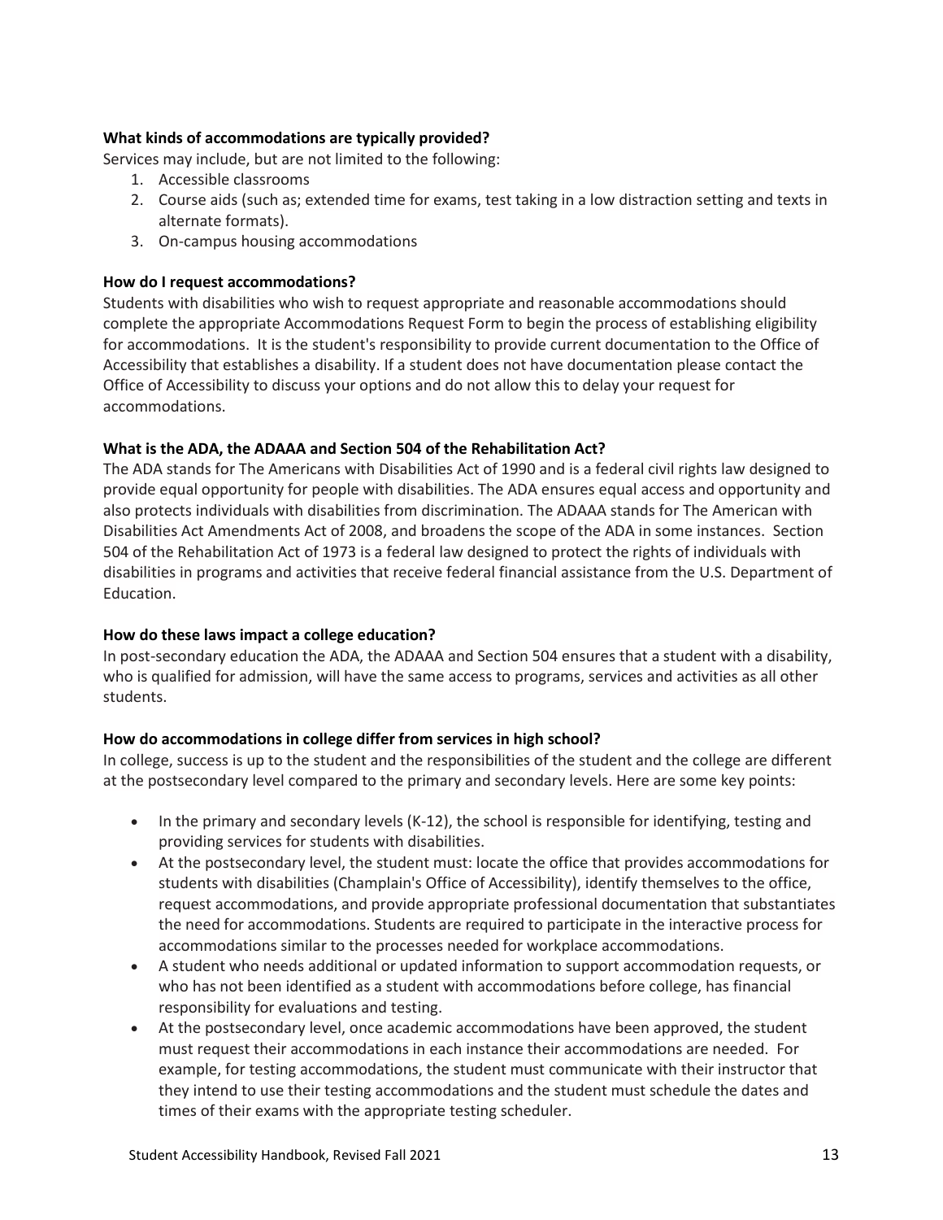**What kinds of accommodations are typically provided?**

Services may include, but are not limited to the following:

1. Accessible classrooms
2. Course aids (such as; extended time for exams, test taking in a low distraction setting and texts in alternate formats).
3. On-campus housing accommodations

**How do I request accommodations?**

Students with disabilities who wish to request appropriate and reasonable accommodations should complete the appropriate Accommodations Request Form to begin the process of establishing eligibility for accommodations. It is the student's responsibility to provide current documentation to the Office of Accessibility that establishes a disability. If a student does not have documentation please contact the Office of Accessibility to discuss your options and do not allow this to delay your request for accommodations.

**What is the ADA, the ADAAA and Section 504 of the Rehabilitation Act?**

The ADA stands for The Americans with Disabilities Act of 1990 and is a federal civil rights law designed to provide equal opportunity for people with disabilities. The ADA ensures equal access and opportunity and also protects individuals with disabilities from discrimination. The ADAAA stands for The American with Disabilities Act Amendments Act of 2008, and broadens the scope of the ADA in some instances. Section 504 of the Rehabilitation Act of 1973 is a federal law designed to protect the rights of individuals with disabilities in programs and activities that receive federal financial assistance from the U.S. Department of Education.

**How do these laws impact a college education?**

In post-secondary education the ADA, the ADAAA and Section 504 ensures that a student with a disability, who is qualified for admission, will have the same access to programs, services and activities as all other students.

**How do accommodations in college differ from services in high school?**

In college, success is up to the student and the responsibilities of the student and the college are different at the postsecondary level compared to the primary and secondary levels. Here are some key points:

- In the primary and secondary levels (K-12), the school is responsible for identifying, testing and providing services for students with disabilities.
- At the postsecondary level, the student must: locate the office that provides accommodations for students with disabilities (Champlain's Office of Accessibility), identify themselves to the office, request accommodations, and provide appropriate professional documentation that substantiates the need for accommodations. Students are required to participate in the interactive process for accommodations similar to the processes needed for workplace accommodations.
- A student who needs additional or updated information to support accommodation requests, or who has not been identified as a student with accommodations before college, has financial responsibility for evaluations and testing.
- At the postsecondary level, once academic accommodations have been approved, the student must request their accommodations in each instance their accommodations are needed. For example, for testing accommodations, the student must communicate with their instructor that they intend to use their testing accommodations and the student must schedule the dates and times of their exams with the appropriate testing scheduler.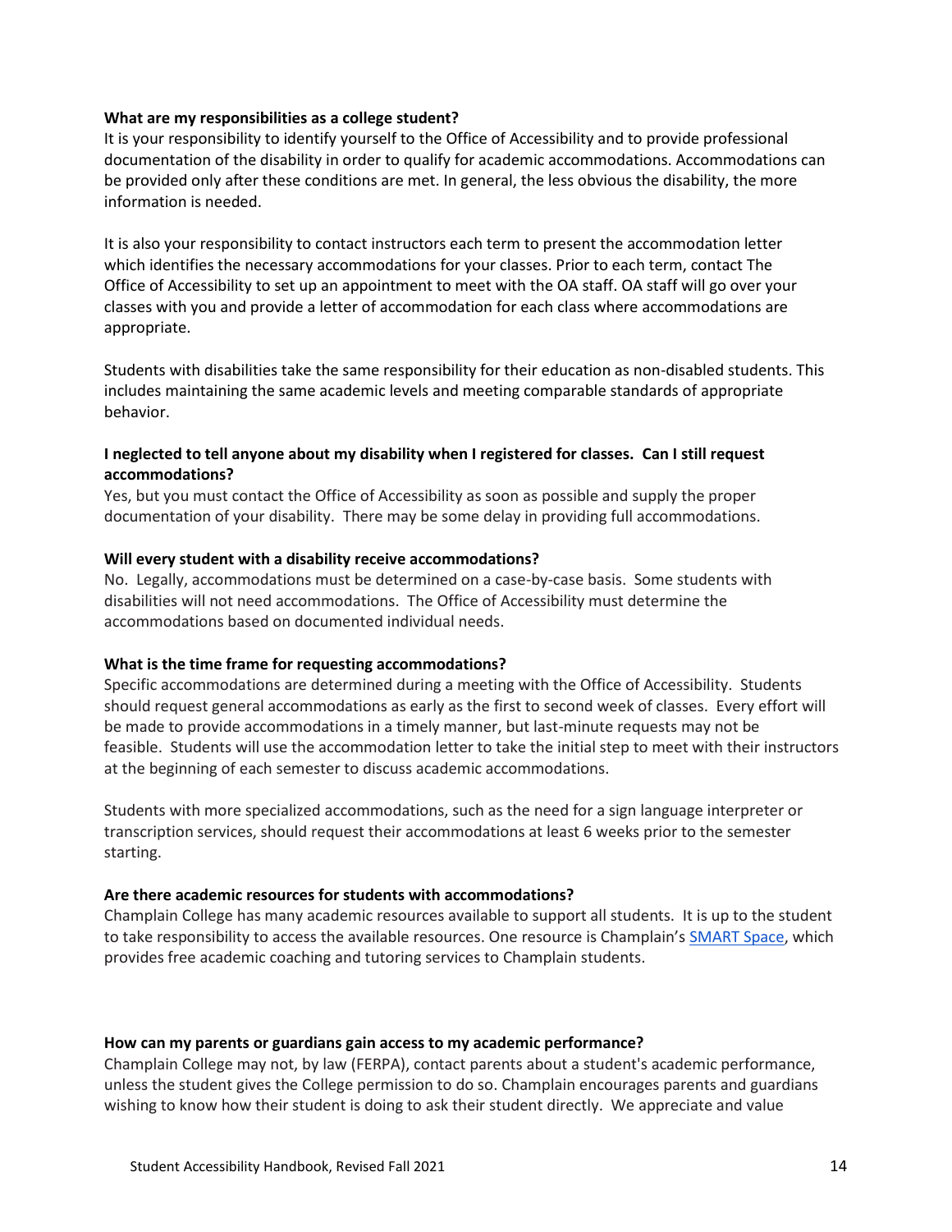**What are my responsibilities as a college student?**

It is your responsibility to identify yourself to the Office of Accessibility and to provide professional documentation of the disability in order to qualify for academic accommodations. Accommodations can be provided only after these conditions are met. In general, the less obvious the disability, the more information is needed.

It is also your responsibility to contact instructors each term to present the accommodation letter which identifies the necessary accommodations for your classes. Prior to each term, contact The Office of Accessibility to set up an appointment to meet with the OA staff. OA staff will go over your classes with you and provide a letter of accommodation for each class where accommodations are appropriate.

Students with disabilities take the same responsibility for their education as non-disabled students. This includes maintaining the same academic levels and meeting comparable standards of appropriate behavior.

**I neglected to tell anyone about my disability when I registered for classes. Can I still request accommodations?**

Yes, but you must contact the Office of Accessibility as soon as possible and supply the proper documentation of your disability. There may be some delay in providing full accommodations.

**Will every student with a disability receive accommodations?**

No. Legally, accommodations must be determined on a case-by-case basis. Some students with disabilities will not need accommodations. The Office of Accessibility must determine the accommodations based on documented individual needs.

**What is the time frame for requesting accommodations?**

Specific accommodations are determined during a meeting with the Office of Accessibility. Students should request general accommodations as early as the first to second week of classes. Every effort will be made to provide accommodations in a timely manner, but last-minute requests may not be feasible. Students will use the accommodation letter to take the initial step to meet with their instructors at the beginning of each semester to discuss academic accommodations.

Students with more specialized accommodations, such as the need for a sign language interpreter or transcription services, should request their accommodations at least 6 weeks prior to the semester starting.

**Are there academic resources for students with accommodations?**

Champlain College has many academic resources available to support all students. It is up to the student to take responsibility to access the available resources. One resource is Champlain's SMART Space, which provides free academic coaching and tutoring services to Champlain students.

**How can my parents or guardians gain access to my academic performance?**

Champlain College may not, by law (FERPA), contact parents about a student's academic performance, unless the student gives the College permission to do so. Champlain encourages parents and guardians wishing to know how their student is doing to ask their student directly. We appreciate and value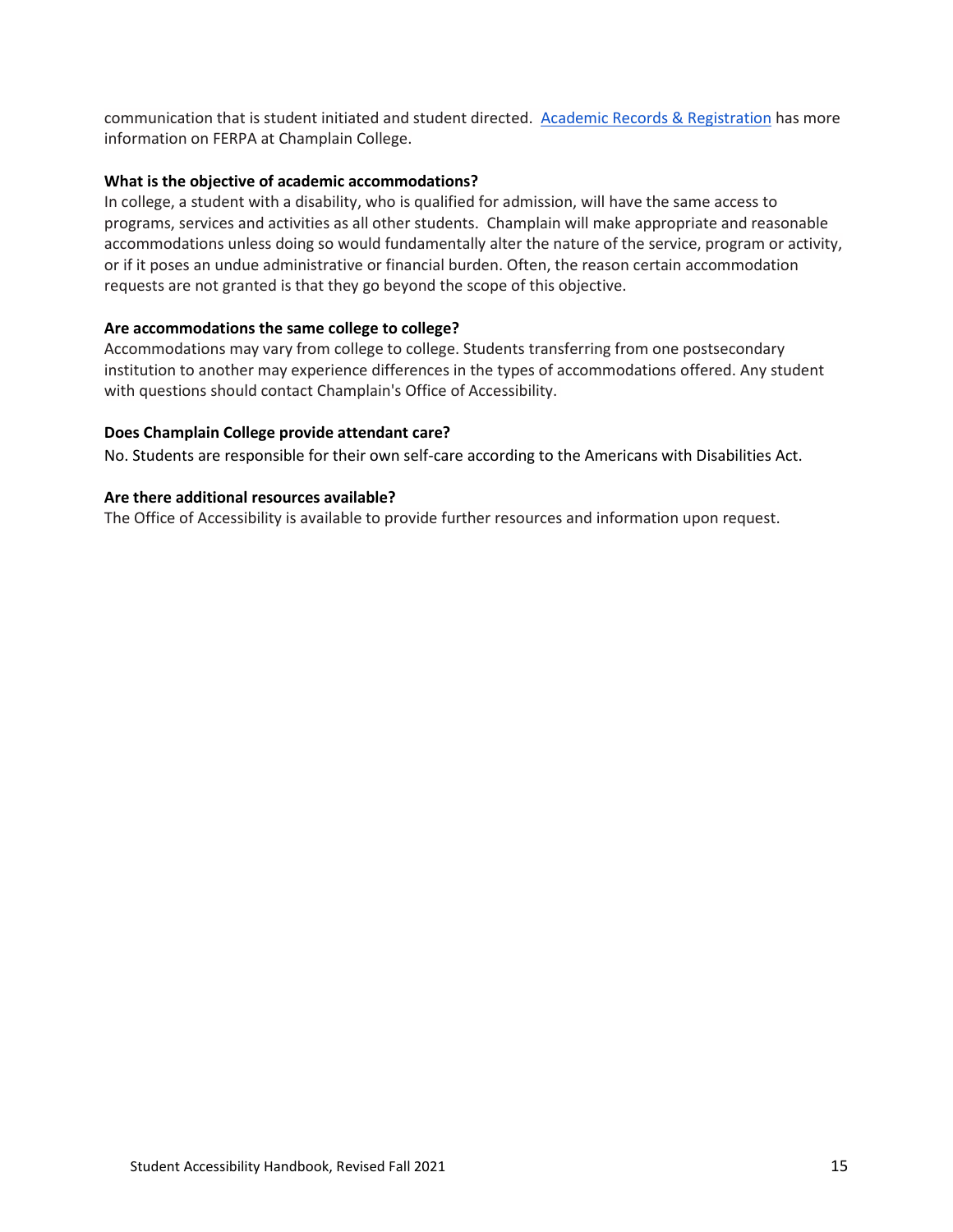communication that is student initiated and student directed. [Academic Records & Registration] has more information on FERPA at Champlain College.

**What is the objective of academic accommodations?**

In college, a student with a disability, who is qualified for admission, will have the same access to programs, services and activities as all other students. Champlain will make appropriate and reasonable accommodations unless doing so would fundamentally alter the nature of the service, program or activity, or if it poses an undue administrative or financial burden. Often, the reason certain accommodation requests are not granted is that they go beyond the scope of this objective.

**Are accommodations the same college to college?**

Accommodations may vary from college to college. Students transferring from one postsecondary institution to another may experience differences in the types of accommodations offered. Any student with questions should contact Champlain's Office of Accessibility.

**Does Champlain College provide attendant care?**

No. Students are responsible for their own self-care according to the Americans with Disabilities Act.

**Are there additional resources available?**

The Office of Accessibility is available to provide further resources and information upon request.